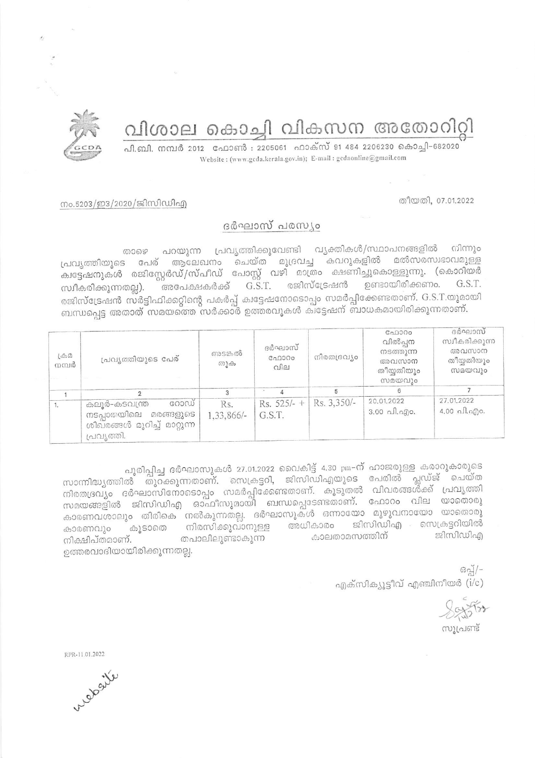# വിശാല കൊച്ചി വികസന അതോറിറ്റി

പി.ബി. നമ്പർ 2012 ഫോൺ : 2205061 ഫാക്സ് 91 484 2206230 കൊച്ചി-682020
Website : (www.gcda.kerala.gov.in); E-mail : gcdaonline@gmail.com

നം.5203/ഇ3/2020/ജിസിഡിഎ

തീയതി, 07.01.2022

## ദർഘാസ് പരസ്യം

താഴെ പറയുന്ന പ്രവൃത്തിക്കുവേണ്ടി വ്യക്തികൾ/സ്ഥാപനങ്ങളിൽ നിന്നും പ്രവൃത്തിയുടെ പേര് ആലേഖനം ചെയ്ത മുദ്രവച്ച കവറുകളിൽ മൽസരസ്വഭാവമുള്ള ക്വട്ടേഷനുകൾ രജിസ്റ്റേർഡ്/സ്പീഡ് പോസ്റ്റ് വഴി മാത്രം ക്ഷണിച്ചുകൊള്ളുന്നു. (കൊറിയർ സ്വീകരിക്കുന്നതല്ല). അപേക്ഷകർക്ക് G.S.T. രജിസ്ട്രേഷൻ ഉണ്ടായിരിക്കണം. G.S.T. രജിസ്ട്രേഷൻ സർട്ടിഫിക്കറ്റിന്റെ പകർപ്പ് ക്വട്ടേഷനോടൊപ്പം സമർപ്പിക്കേണ്ടതാണ്. G.S.T.യുമായി ബന്ധപ്പെട്ട അതാത് സമയത്തെ സർക്കാർ ഉത്തരവുകൾ ക്വട്ടേഷന് ബാധകമായിരിക്കുന്നതാണ്.

| ക്രമ നമ്പർ | പ്രവൃത്തിയുടെ പേര് | അടങ്കൽ തുക | ദർഘാസ് ഫോറം വില | നിരതദ്രവ്യം | ഫോറം വിൽപ്പന നടത്തുന്ന അവസാന തീയ്യതിയും സമയവും | ദർഘാസ് സ്വീകരിക്കുന്ന അവസാന തീയ്യതിയും സമയവും |
|---|---|---|---|---|---|---|
| 1 | 2 | 3 | 4 | 5 | 6 | 7 |
| 1. | കലൂർ-കടവന്ത്ര റോഡ് നടപ്പാതയിലെ മരങ്ങളുടെ ശിഖരങ്ങൾ മുറിച്ച് മാറ്റുന്ന പ്രവൃത്തി. | Rs. 1,33,866/- | Rs. 525/- + G.S.T. | Rs. 3,350/- | 20.01.2022 3.00 പി.എം. | 27.01.2022 4.00 പി.എം. |

പൂരിപ്പിച്ച ദർഘാസുകൾ 27.01.2022 വൈകിട്ട് 4.30 pm-ന് ഹാജരുള്ള കരാറുകാരുടെ സാന്നിദ്ധ്യത്തിൽ തുറക്കുന്നതാണ്. സെക്രട്ടറി, ജിസിഡിഎയുടെ പേരിൽ പ്ലഡ്ജ് ചെയ്ത നിരതദ്രവ്യം ദർഘാസിനോടൊപ്പം സമർപ്പിക്കേണ്ടതാണ്. കൂടുതൽ വിവരങ്ങൾക്ക് പ്രവൃത്തി സമയങ്ങളിൽ ജിസിഡിഎ ഓഫീസുമായി ബന്ധപ്പെടേണ്ടതാണ്. ഫോറം വില യാതൊരു കാരണവശാലും തിരികെ നൽകുന്നതല്ല. ദർഘാസുകൾ ഒന്നായോ മുഴുവനായോ യാതൊരു കാരണവും കൂടാതെ നിരസിക്കുവാനുള്ള അധികാരം ജിസിഡിഎ സെക്രട്ടറിയിൽ നിക്ഷിപ്തമാണ്. തപാലിലുണ്ടാകുന്ന കാലതാമസത്തിന് ജിസിഡിഎ ഉത്തരവാദിയായിരിക്കുന്നതല്ല.

ഒപ്പ്/-
എക്സിക്യൂട്ടീവ് എഞ്ചിനീയർ (i/c)

സൂപ്രണ്ട്

RPR-11.01.2022

website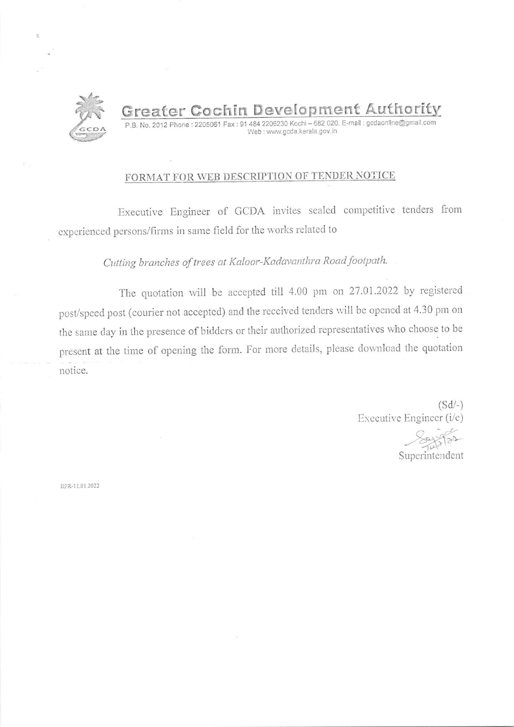# Greater Cochin Development Authority

P.B. No. 2012 Phone : 2205061 Fax : 91 484 2206230 Kochi – 682 020. E-mail : gcdaonline@gmail.com
Web : www.gcda.kerala.gov.in

## FORMAT FOR WEB DESCRIPTION OF TENDER NOTICE

Executive Engineer of GCDA invites sealed competitive tenders from experienced persons/firms in same field for the works related to

*Cutting branches of trees at Kaloor-Kadavanthra Road footpath.*

The quotation will be accepted till 4.00 pm on 27.01.2022 by registered post/speed post (courier not accepted) and the received tenders will be opened at 4.30 pm on the same day in the presence of bidders or their authorized representatives who choose to be present at the time of opening the form. For more details, please download the quotation notice.

(Sd/-)
Executive Engineer (i/c)

Superintendent

RPR-11.01.2022